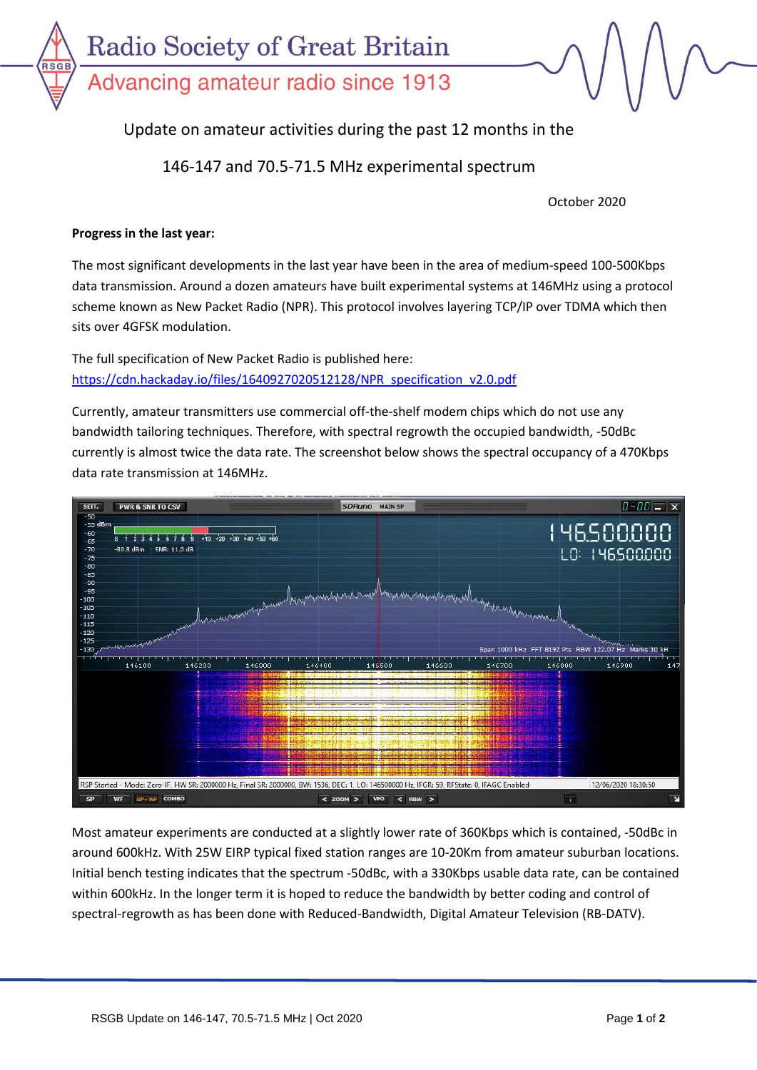Radio Society of Great Britain

Advancing amateur radio since 1913

# Update on amateur activities during the past 12 months in the 146-147 and 70.5-71.5 MHz experimental spectrum

October 2020

**Progress in the last year:**

The most significant developments in the last year have been in the area of medium-speed 100-500Kbps data transmission. Around a dozen amateurs have built experimental systems at 146MHz using a protocol scheme known as New Packet Radio (NPR). This protocol involves layering TCP/IP over TDMA which then sits over 4GFSK modulation.

The full specification of New Packet Radio is published here:
https://cdn.hackaday.io/files/1640927020512128/NPR_specification_v2.0.pdf

Currently, amateur transmitters use commercial off-the-shelf modem chips which do not use any bandwidth tailoring techniques. Therefore, with spectral regrowth the occupied bandwidth, -50dBc currently is almost twice the data rate. The screenshot below shows the spectral occupancy of a 470Kbps data rate transmission at 146MHz.

Most amateur experiments are conducted at a slightly lower rate of 360Kbps which is contained, -50dBc in around 600kHz. With 25W EIRP typical fixed station ranges are 10-20Km from amateur suburban locations. Initial bench testing indicates that the spectrum -50dBc, with a 330Kbps usable data rate, can be contained within 600kHz. In the longer term it is hoped to reduce the bandwidth by better coding and control of spectral-regrowth as has been done with Reduced-Bandwidth, Digital Amateur Television (RB-DATV).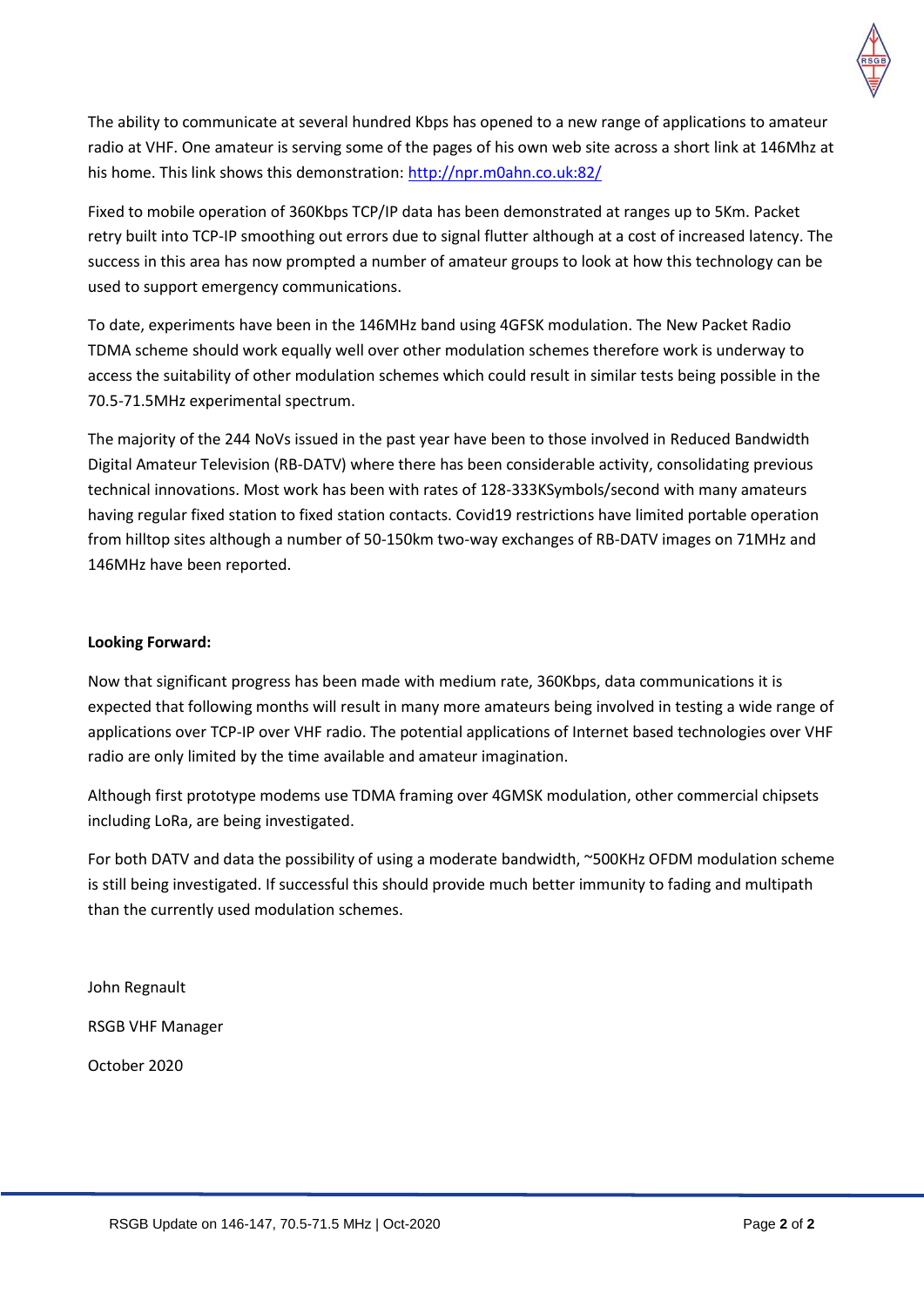The ability to communicate at several hundred Kbps has opened to a new range of applications to amateur radio at VHF. One amateur is serving some of the pages of his own web site across a short link at 146Mhz at his home. This link shows this demonstration: http://npr.m0ahn.co.uk:82/

Fixed to mobile operation of 360Kbps TCP/IP data has been demonstrated at ranges up to 5Km. Packet retry built into TCP-IP smoothing out errors due to signal flutter although at a cost of increased latency. The success in this area has now prompted a number of amateur groups to look at how this technology can be used to support emergency communications.

To date, experiments have been in the 146MHz band using 4GFSK modulation. The New Packet Radio TDMA scheme should work equally well over other modulation schemes therefore work is underway to access the suitability of other modulation schemes which could result in similar tests being possible in the 70.5-71.5MHz experimental spectrum.

The majority of the 244 NoVs issued in the past year have been to those involved in Reduced Bandwidth Digital Amateur Television (RB-DATV) where there has been considerable activity, consolidating previous technical innovations. Most work has been with rates of 128-333KSymbols/second with many amateurs having regular fixed station to fixed station contacts. Covid19 restrictions have limited portable operation from hilltop sites although a number of 50-150km two-way exchanges of RB-DATV images on 71MHz and 146MHz have been reported.

**Looking Forward:**

Now that significant progress has been made with medium rate, 360Kbps, data communications it is expected that following months will result in many more amateurs being involved in testing a wide range of applications over TCP-IP over VHF radio. The potential applications of Internet based technologies over VHF radio are only limited by the time available and amateur imagination.

Although first prototype modems use TDMA framing over 4GMSK modulation, other commercial chipsets including LoRa, are being investigated.

For both DATV and data the possibility of using a moderate bandwidth, ~500KHz OFDM modulation scheme is still being investigated. If successful this should provide much better immunity to fading and multipath than the currently used modulation schemes.

John Regnault

RSGB VHF Manager

October 2020